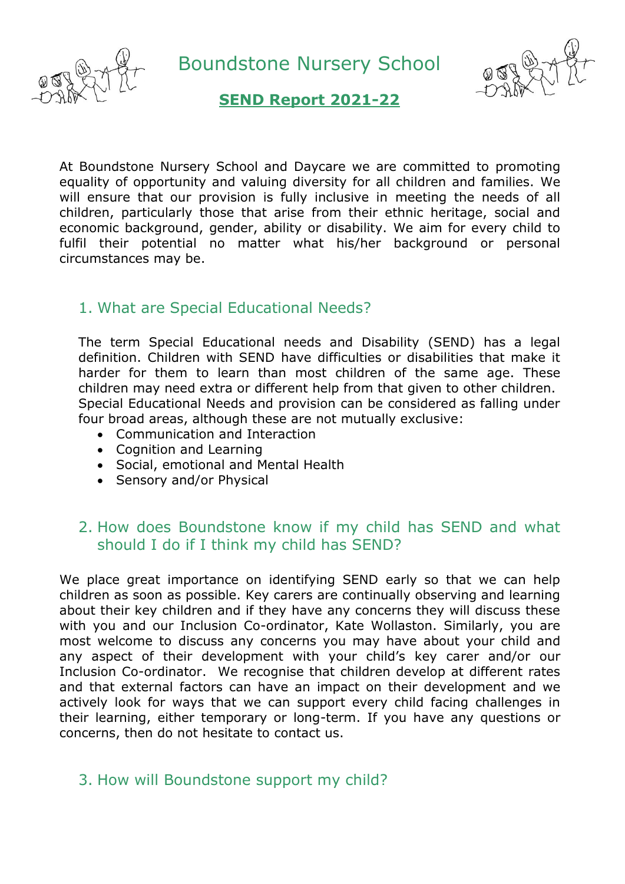# Boundstone Nursery School

## **SEND Report 2021-22**

At Boundstone Nursery School and Daycare we are committed to promoting equality of opportunity and valuing diversity for all children and families. We will ensure that our provision is fully inclusive in meeting the needs of all children, particularly those that arise from their ethnic heritage, social and economic background, gender, ability or disability. We aim for every child to fulfil their potential no matter what his/her background or personal circumstances may be.

### 1. What are Special Educational Needs?

The term Special Educational needs and Disability (SEND) has a legal definition. Children with SEND have difficulties or disabilities that make it harder for them to learn than most children of the same age. These children may need extra or different help from that given to other children. Special Educational Needs and provision can be considered as falling under four broad areas, although these are not mutually exclusive:

- Communication and Interaction
- Cognition and Learning
- Social, emotional and Mental Health
- Sensory and/or Physical

### 2. How does Boundstone know if my child has SEND and what should I do if I think my child has SEND?

We place great importance on identifying SEND early so that we can help children as soon as possible. Key carers are continually observing and learning about their key children and if they have any concerns they will discuss these with you and our Inclusion Co-ordinator, Kate Wollaston. Similarly, you are most welcome to discuss any concerns you may have about your child and any aspect of their development with your child's key carer and/or our Inclusion Co-ordinator. We recognise that children develop at different rates and that external factors can have an impact on their development and we actively look for ways that we can support every child facing challenges in their learning, either temporary or long-term. If you have any questions or concerns, then do not hesitate to contact us.

### 3. How will Boundstone support my child?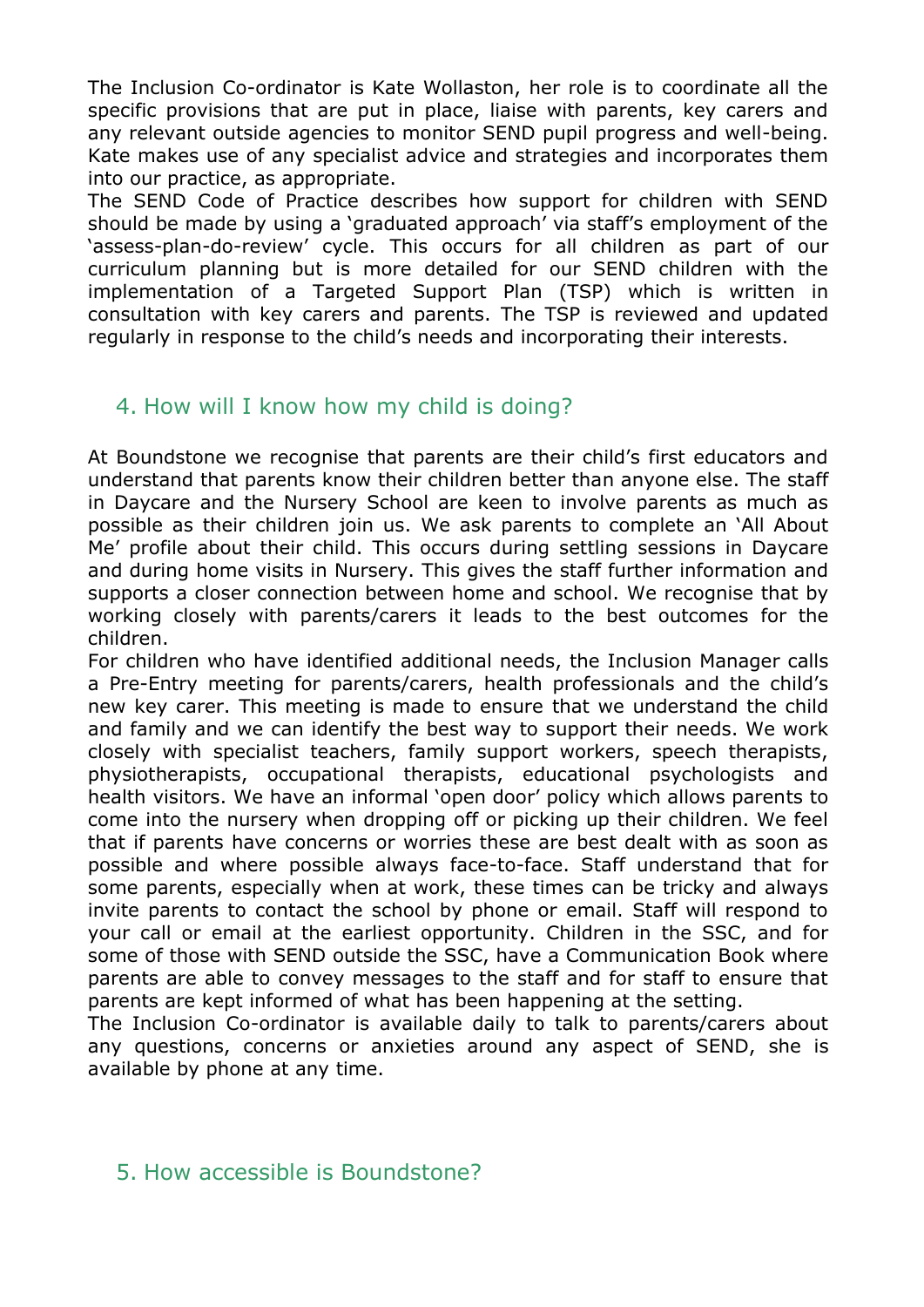The Inclusion Co-ordinator is Kate Wollaston, her role is to coordinate all the specific provisions that are put in place, liaise with parents, key carers and any relevant outside agencies to monitor SEND pupil progress and well-being. Kate makes use of any specialist advice and strategies and incorporates them into our practice, as appropriate.
The SEND Code of Practice describes how support for children with SEND should be made by using a 'graduated approach' via staff's employment of the 'assess-plan-do-review' cycle. This occurs for all children as part of our curriculum planning but is more detailed for our SEND children with the implementation of a Targeted Support Plan (TSP) which is written in consultation with key carers and parents. The TSP is reviewed and updated regularly in response to the child's needs and incorporating their interests.

## 4. How will I know how my child is doing?

At Boundstone we recognise that parents are their child's first educators and understand that parents know their children better than anyone else. The staff in Daycare and the Nursery School are keen to involve parents as much as possible as their children join us. We ask parents to complete an 'All About Me' profile about their child. This occurs during settling sessions in Daycare and during home visits in Nursery. This gives the staff further information and supports a closer connection between home and school. We recognise that by working closely with parents/carers it leads to the best outcomes for the children.
For children who have identified additional needs, the Inclusion Manager calls a Pre-Entry meeting for parents/carers, health professionals and the child's new key carer. This meeting is made to ensure that we understand the child and family and we can identify the best way to support their needs. We work closely with specialist teachers, family support workers, speech therapists, physiotherapists, occupational therapists, educational psychologists and health visitors. We have an informal 'open door' policy which allows parents to come into the nursery when dropping off or picking up their children. We feel that if parents have concerns or worries these are best dealt with as soon as possible and where possible always face-to-face. Staff understand that for some parents, especially when at work, these times can be tricky and always invite parents to contact the school by phone or email. Staff will respond to your call or email at the earliest opportunity. Children in the SSC, and for some of those with SEND outside the SSC, have a Communication Book where parents are able to convey messages to the staff and for staff to ensure that parents are kept informed of what has been happening at the setting.
The Inclusion Co-ordinator is available daily to talk to parents/carers about any questions, concerns or anxieties around any aspect of SEND, she is available by phone at any time.

## 5. How accessible is Boundstone?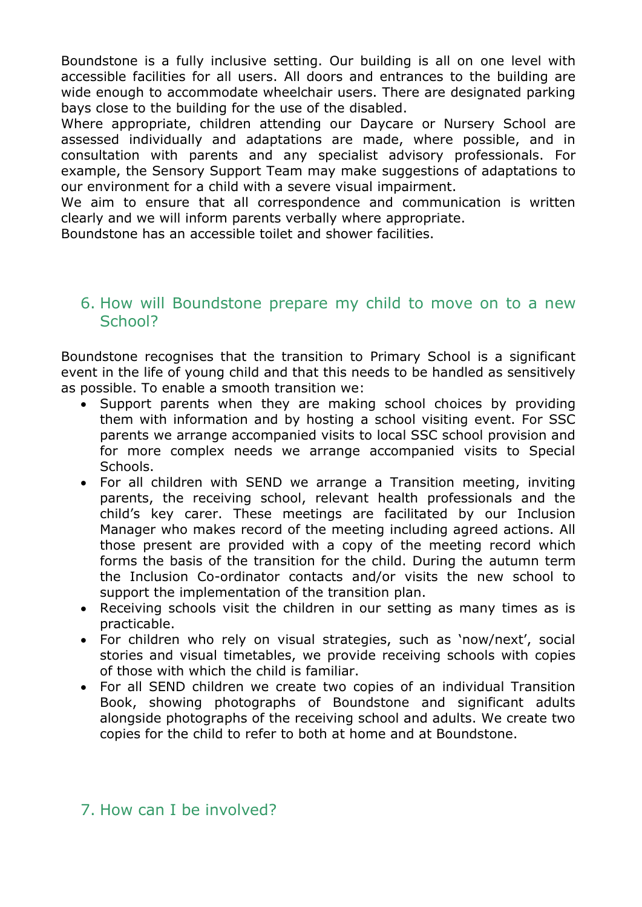Boundstone is a fully inclusive setting. Our building is all on one level with accessible facilities for all users. All doors and entrances to the building are wide enough to accommodate wheelchair users. There are designated parking bays close to the building for the use of the disabled.
Where appropriate, children attending our Daycare or Nursery School are assessed individually and adaptations are made, where possible, and in consultation with parents and any specialist advisory professionals. For example, the Sensory Support Team may make suggestions of adaptations to our environment for a child with a severe visual impairment.
We aim to ensure that all correspondence and communication is written clearly and we will inform parents verbally where appropriate.
Boundstone has an accessible toilet and shower facilities.

## 6. How will Boundstone prepare my child to move on to a new School?

Boundstone recognises that the transition to Primary School is a significant event in the life of young child and that this needs to be handled as sensitively as possible. To enable a smooth transition we:

- Support parents when they are making school choices by providing them with information and by hosting a school visiting event. For SSC parents we arrange accompanied visits to local SSC school provision and for more complex needs we arrange accompanied visits to Special Schools.
- For all children with SEND we arrange a Transition meeting, inviting parents, the receiving school, relevant health professionals and the child's key carer. These meetings are facilitated by our Inclusion Manager who makes record of the meeting including agreed actions. All those present are provided with a copy of the meeting record which forms the basis of the transition for the child. During the autumn term the Inclusion Co-ordinator contacts and/or visits the new school to support the implementation of the transition plan.
- Receiving schools visit the children in our setting as many times as is practicable.
- For children who rely on visual strategies, such as 'now/next', social stories and visual timetables, we provide receiving schools with copies of those with which the child is familiar.
- For all SEND children we create two copies of an individual Transition Book, showing photographs of Boundstone and significant adults alongside photographs of the receiving school and adults. We create two copies for the child to refer to both at home and at Boundstone.

## 7. How can I be involved?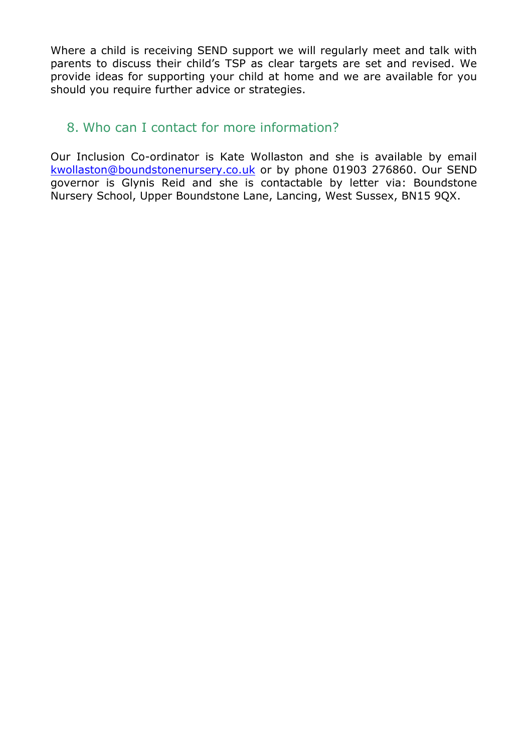Where a child is receiving SEND support we will regularly meet and talk with parents to discuss their child's TSP as clear targets are set and revised. We provide ideas for supporting your child at home and we are available for you should you require further advice or strategies.

## 8. Who can I contact for more information?

Our Inclusion Co-ordinator is Kate Wollaston and she is available by email [kwollaston@boundstonenursery.co.uk](mailto:kwollaston@boundstonenursery.co.uk) or by phone 01903 276860. Our SEND governor is Glynis Reid and she is contactable by letter via: Boundstone Nursery School, Upper Boundstone Lane, Lancing, West Sussex, BN15 9QX.